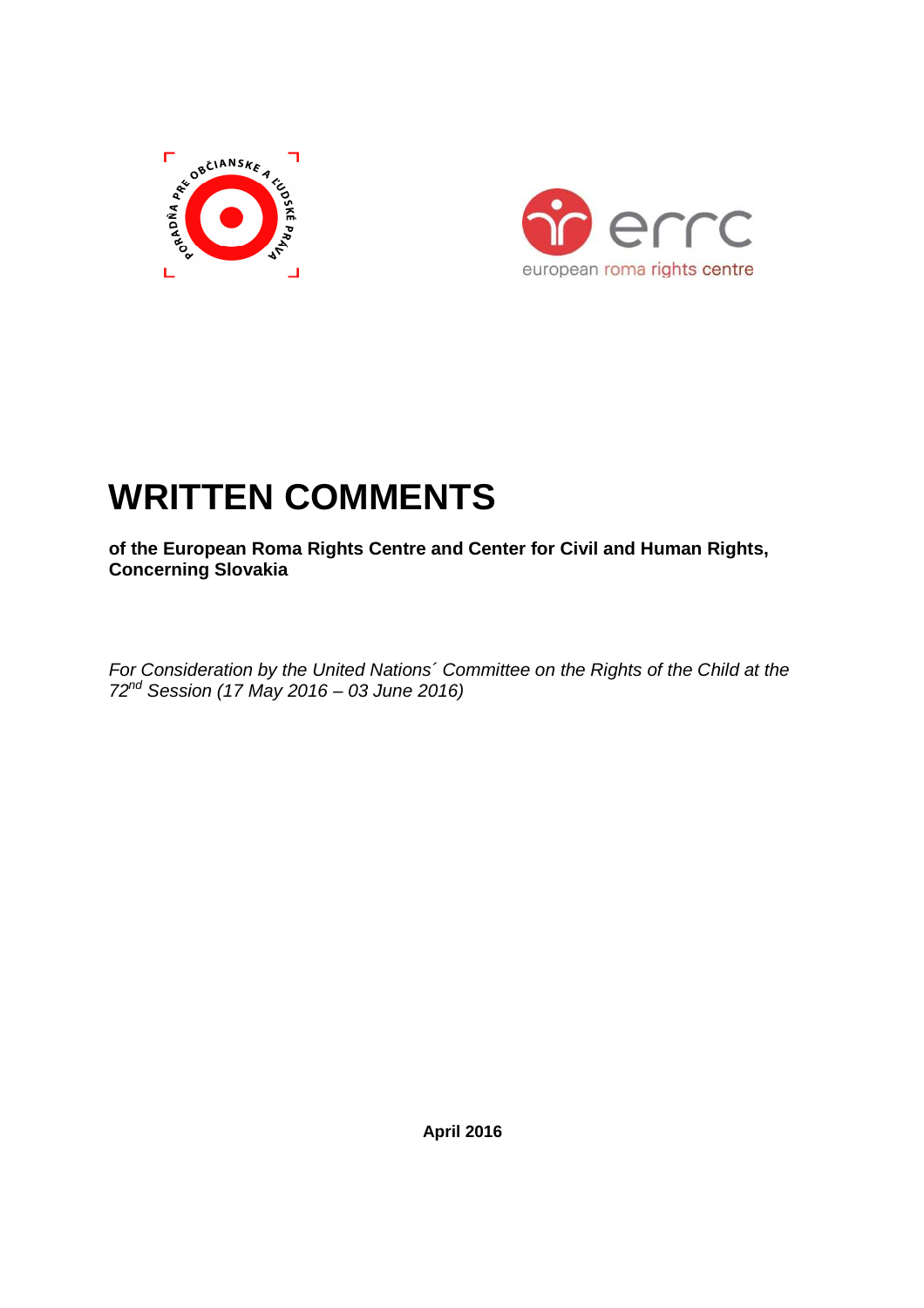# WRITTEN COMMENTS

**of the European Roma Rights Centre and Center for Civil and Human Rights, Concerning Slovakia**

*For Consideration by the United Nations´ Committee on the Rights of the Child at the 72nd Session (17 May 2016 – 03 June 2016)*

**April 2016**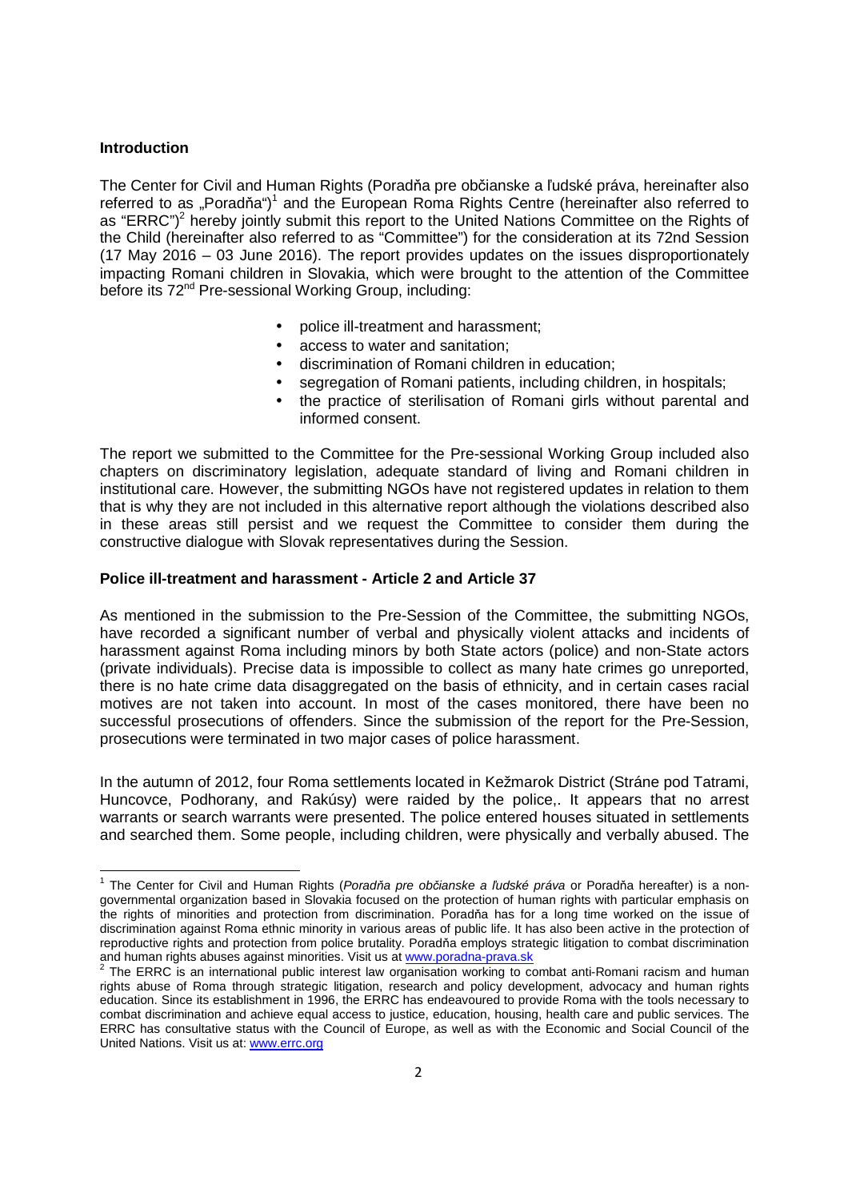**Introduction**

The Center for Civil and Human Rights (Poradňa pre občianske a ľudské práva, hereinafter also referred to as „Poradňa")[1] and the European Roma Rights Centre (hereinafter also referred to as "ERRC")[2] hereby jointly submit this report to the United Nations Committee on the Rights of the Child (hereinafter also referred to as "Committee") for the consideration at its 72nd Session (17 May 2016 – 03 June 2016). The report provides updates on the issues disproportionately impacting Romani children in Slovakia, which were brought to the attention of the Committee before its 72nd Pre-sessional Working Group, including:

- police ill-treatment and harassment;
- access to water and sanitation;
- discrimination of Romani children in education;
- segregation of Romani patients, including children, in hospitals;
- the practice of sterilisation of Romani girls without parental and informed consent.

The report we submitted to the Committee for the Pre-sessional Working Group included also chapters on discriminatory legislation, adequate standard of living and Romani children in institutional care. However, the submitting NGOs have not registered updates in relation to them that is why they are not included in this alternative report although the violations described also in these areas still persist and we request the Committee to consider them during the constructive dialogue with Slovak representatives during the Session.

**Police ill-treatment and harassment - Article 2 and Article 37**

As mentioned in the submission to the Pre-Session of the Committee, the submitting NGOs, have recorded a significant number of verbal and physically violent attacks and incidents of harassment against Roma including minors by both State actors (police) and non-State actors (private individuals). Precise data is impossible to collect as many hate crimes go unreported, there is no hate crime data disaggregated on the basis of ethnicity, and in certain cases racial motives are not taken into account. In most of the cases monitored, there have been no successful prosecutions of offenders. Since the submission of the report for the Pre-Session, prosecutions were terminated in two major cases of police harassment.

In the autumn of 2012, four Roma settlements located in Kežmarok District (Stráne pod Tatrami, Huncovce, Podhorany, and Rakúsy) were raided by the police,. It appears that no arrest warrants or search warrants were presented. The police entered houses situated in settlements and searched them. Some people, including children, were physically and verbally abused. The

---

[1] The Center for Civil and Human Rights (*Poradňa pre občianske a ľudské práva* or Poradňa hereafter) is a non-governmental organization based in Slovakia focused on the protection of human rights with particular emphasis on the rights of minorities and protection from discrimination. Poradňa has for a long time worked on the issue of discrimination against Roma ethnic minority in various areas of public life. It has also been active in the protection of reproductive rights and protection from police brutality. Poradňa employs strategic litigation to combat discrimination and human rights abuses against minorities. Visit us at www.poradna-prava.sk

[2] The ERRC is an international public interest law organisation working to combat anti-Romani racism and human rights abuse of Roma through strategic litigation, research and policy development, advocacy and human rights education. Since its establishment in 1996, the ERRC has endeavoured to provide Roma with the tools necessary to combat discrimination and achieve equal access to justice, education, housing, health care and public services. The ERRC has consultative status with the Council of Europe, as well as with the Economic and Social Council of the United Nations. Visit us at: www.errc.org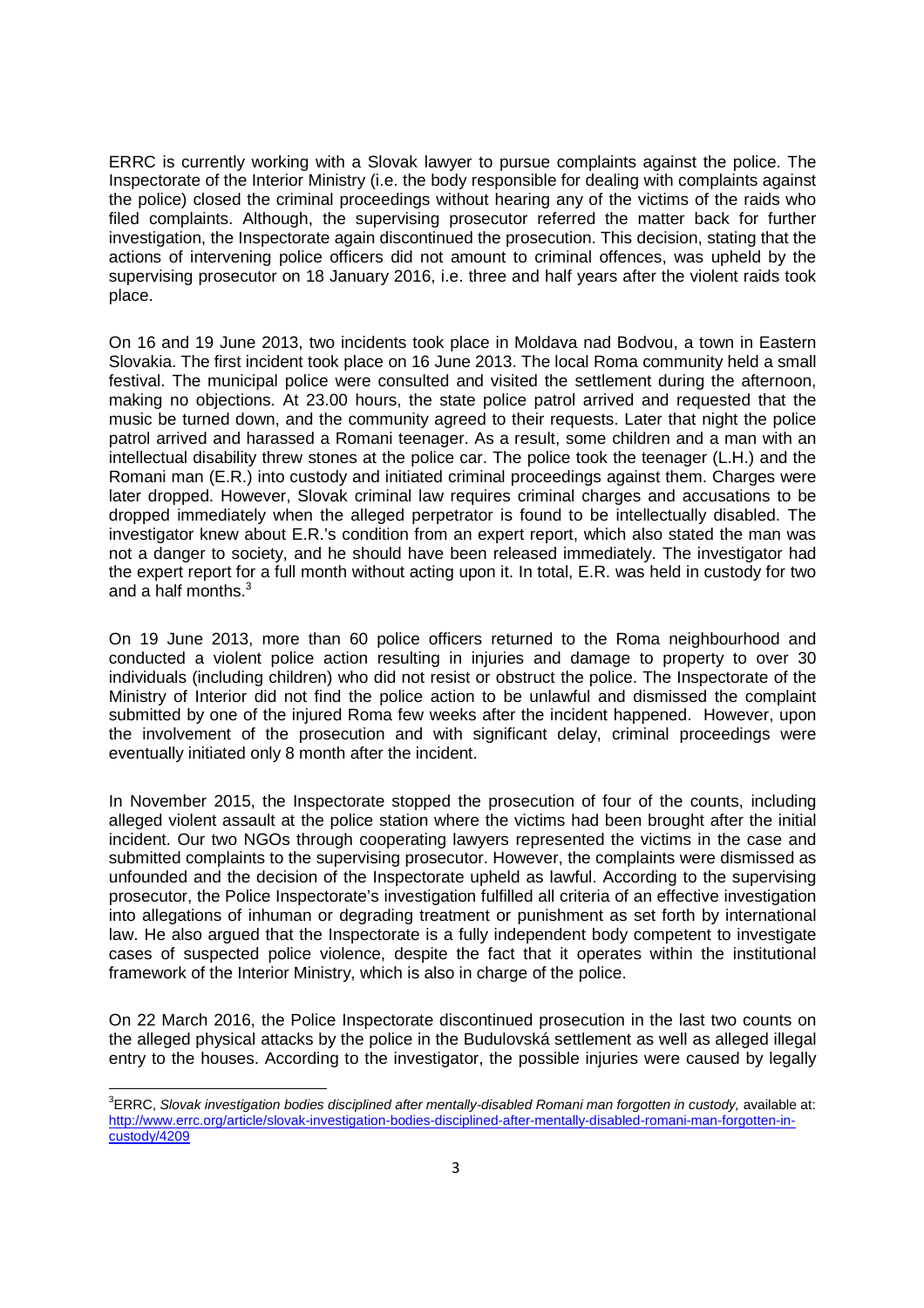ERRC is currently working with a Slovak lawyer to pursue complaints against the police. The Inspectorate of the Interior Ministry (i.e. the body responsible for dealing with complaints against the police) closed the criminal proceedings without hearing any of the victims of the raids who filed complaints. Although, the supervising prosecutor referred the matter back for further investigation, the Inspectorate again discontinued the prosecution. This decision, stating that the actions of intervening police officers did not amount to criminal offences, was upheld by the supervising prosecutor on 18 January 2016, i.e. three and half years after the violent raids took place.

On 16 and 19 June 2013, two incidents took place in Moldava nad Bodvou, a town in Eastern Slovakia. The first incident took place on 16 June 2013. The local Roma community held a small festival. The municipal police were consulted and visited the settlement during the afternoon, making no objections. At 23.00 hours, the state police patrol arrived and requested that the music be turned down, and the community agreed to their requests. Later that night the police patrol arrived and harassed a Romani teenager. As a result, some children and a man with an intellectual disability threw stones at the police car. The police took the teenager (L.H.) and the Romani man (E.R.) into custody and initiated criminal proceedings against them. Charges were later dropped. However, Slovak criminal law requires criminal charges and accusations to be dropped immediately when the alleged perpetrator is found to be intellectually disabled. The investigator knew about E.R.'s condition from an expert report, which also stated the man was not a danger to society, and he should have been released immediately. The investigator had the expert report for a full month without acting upon it. In total, E.R. was held in custody for two and a half months.[3]

On 19 June 2013, more than 60 police officers returned to the Roma neighbourhood and conducted a violent police action resulting in injuries and damage to property to over 30 individuals (including children) who did not resist or obstruct the police. The Inspectorate of the Ministry of Interior did not find the police action to be unlawful and dismissed the complaint submitted by one of the injured Roma few weeks after the incident happened. However, upon the involvement of the prosecution and with significant delay, criminal proceedings were eventually initiated only 8 month after the incident.

In November 2015, the Inspectorate stopped the prosecution of four of the counts, including alleged violent assault at the police station where the victims had been brought after the initial incident. Our two NGOs through cooperating lawyers represented the victims in the case and submitted complaints to the supervising prosecutor. However, the complaints were dismissed as unfounded and the decision of the Inspectorate upheld as lawful. According to the supervising prosecutor, the Police Inspectorate's investigation fulfilled all criteria of an effective investigation into allegations of inhuman or degrading treatment or punishment as set forth by international law. He also argued that the Inspectorate is a fully independent body competent to investigate cases of suspected police violence, despite the fact that it operates within the institutional framework of the Interior Ministry, which is also in charge of the police.

On 22 March 2016, the Police Inspectorate discontinued prosecution in the last two counts on the alleged physical attacks by the police in the Budulovská settlement as well as alleged illegal entry to the houses. According to the investigator, the possible injuries were caused by legally

---

[3] ERRC, *Slovak investigation bodies disciplined after mentally-disabled Romani man forgotten in custody,* available at: http://www.errc.org/article/slovak-investigation-bodies-disciplined-after-mentally-disabled-romani-man-forgotten-in-custody/4209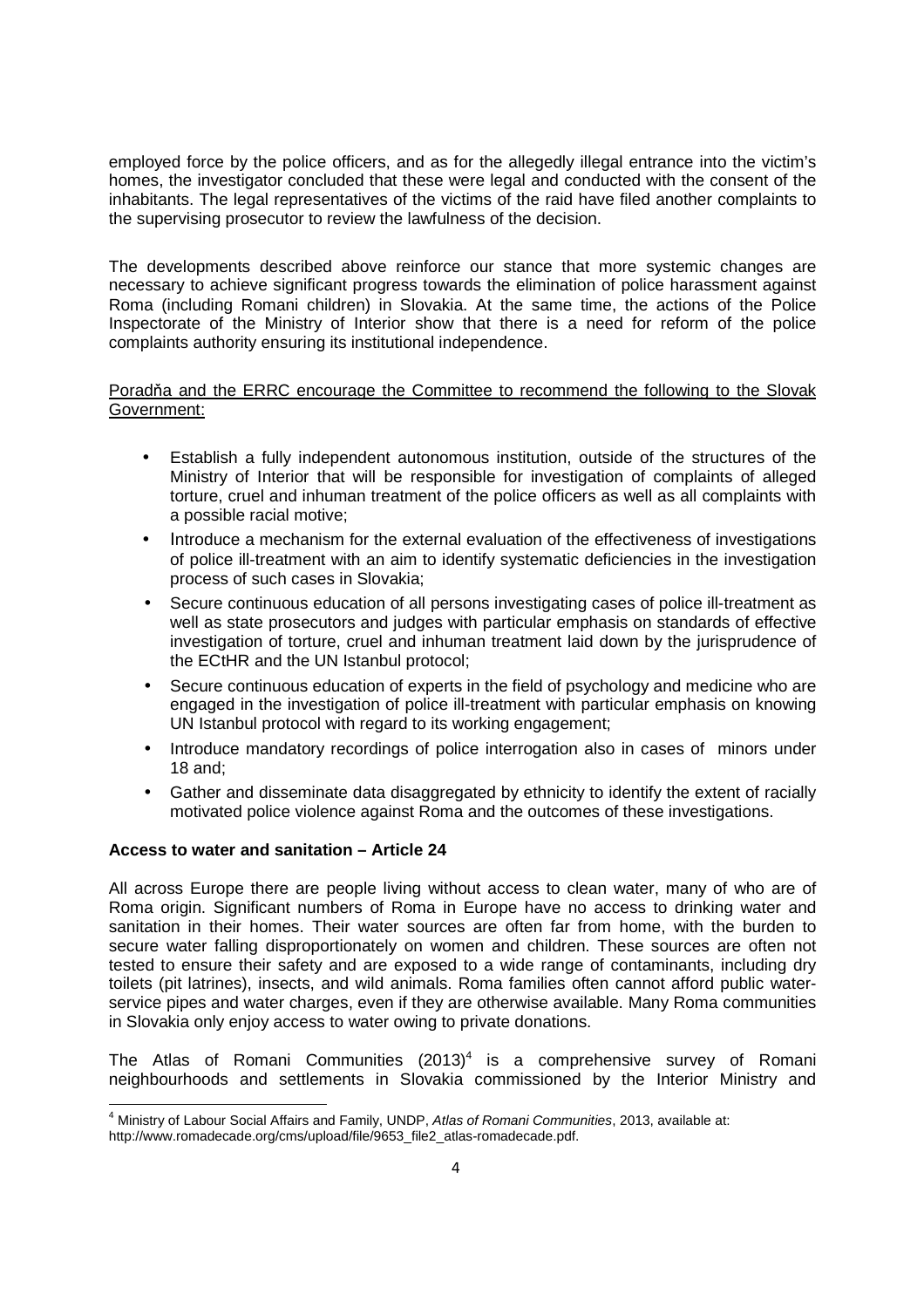employed force by the police officers, and as for the allegedly illegal entrance into the victim's homes, the investigator concluded that these were legal and conducted with the consent of the inhabitants. The legal representatives of the victims of the raid have filed another complaints to the supervising prosecutor to review the lawfulness of the decision.

The developments described above reinforce our stance that more systemic changes are necessary to achieve significant progress towards the elimination of police harassment against Roma (including Romani children) in Slovakia. At the same time, the actions of the Police Inspectorate of the Ministry of Interior show that there is a need for reform of the police complaints authority ensuring its institutional independence.

<u>Poradňa and the ERRC encourage the Committee to recommend the following to the Slovak Government:</u>

- Establish a fully independent autonomous institution, outside of the structures of the Ministry of Interior that will be responsible for investigation of complaints of alleged torture, cruel and inhuman treatment of the police officers as well as all complaints with a possible racial motive;
- Introduce a mechanism for the external evaluation of the effectiveness of investigations of police ill-treatment with an aim to identify systematic deficiencies in the investigation process of such cases in Slovakia;
- Secure continuous education of all persons investigating cases of police ill-treatment as well as state prosecutors and judges with particular emphasis on standards of effective investigation of torture, cruel and inhuman treatment laid down by the jurisprudence of the ECtHR and the UN Istanbul protocol;
- Secure continuous education of experts in the field of psychology and medicine who are engaged in the investigation of police ill-treatment with particular emphasis on knowing UN Istanbul protocol with regard to its working engagement;
- Introduce mandatory recordings of police interrogation also in cases of minors under 18 and;
- Gather and disseminate data disaggregated by ethnicity to identify the extent of racially motivated police violence against Roma and the outcomes of these investigations.

**Access to water and sanitation – Article 24**

All across Europe there are people living without access to clean water, many of who are of Roma origin. Significant numbers of Roma in Europe have no access to drinking water and sanitation in their homes. Their water sources are often far from home, with the burden to secure water falling disproportionately on women and children. These sources are often not tested to ensure their safety and are exposed to a wide range of contaminants, including dry toilets (pit latrines), insects, and wild animals. Roma families often cannot afford public water-service pipes and water charges, even if they are otherwise available. Many Roma communities in Slovakia only enjoy access to water owing to private donations.

The Atlas of Romani Communities (2013)[4] is a comprehensive survey of Romani neighbourhoods and settlements in Slovakia commissioned by the Interior Ministry and

[4] Ministry of Labour Social Affairs and Family, UNDP, *Atlas of Romani Communities*, 2013, available at: http://www.romadecade.org/cms/upload/file/9653_file2_atlas-romadecade.pdf.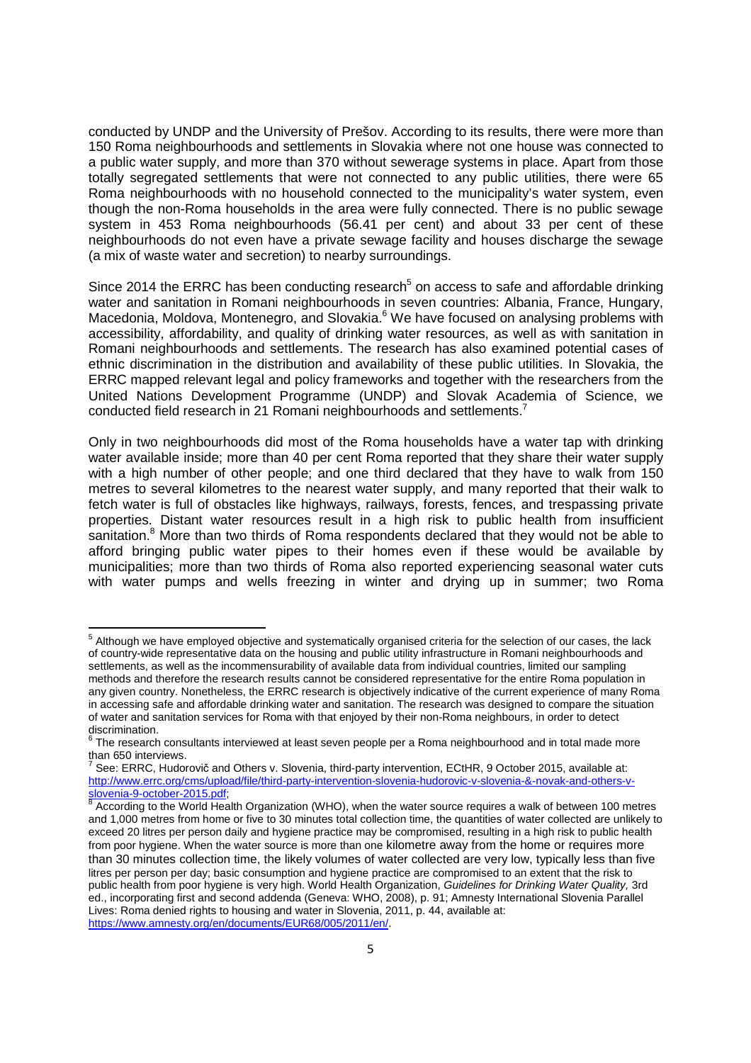conducted by UNDP and the University of Prešov. According to its results, there were more than 150 Roma neighbourhoods and settlements in Slovakia where not one house was connected to a public water supply, and more than 370 without sewerage systems in place. Apart from those totally segregated settlements that were not connected to any public utilities, there were 65 Roma neighbourhoods with no household connected to the municipality's water system, even though the non-Roma households in the area were fully connected. There is no public sewage system in 453 Roma neighbourhoods (56.41 per cent) and about 33 per cent of these neighbourhoods do not even have a private sewage facility and houses discharge the sewage (a mix of waste water and secretion) to nearby surroundings.

Since 2014 the ERRC has been conducting research[5] on access to safe and affordable drinking water and sanitation in Romani neighbourhoods in seven countries: Albania, France, Hungary, Macedonia, Moldova, Montenegro, and Slovakia.[6] We have focused on analysing problems with accessibility, affordability, and quality of drinking water resources, as well as with sanitation in Romani neighbourhoods and settlements. The research has also examined potential cases of ethnic discrimination in the distribution and availability of these public utilities. In Slovakia, the ERRC mapped relevant legal and policy frameworks and together with the researchers from the United Nations Development Programme (UNDP) and Slovak Academia of Science, we conducted field research in 21 Romani neighbourhoods and settlements.[7]

Only in two neighbourhoods did most of the Roma households have a water tap with drinking water available inside; more than 40 per cent Roma reported that they share their water supply with a high number of other people; and one third declared that they have to walk from 150 metres to several kilometres to the nearest water supply, and many reported that their walk to fetch water is full of obstacles like highways, railways, forests, fences, and trespassing private properties. Distant water resources result in a high risk to public health from insufficient sanitation.[8] More than two thirds of Roma respondents declared that they would not be able to afford bringing public water pipes to their homes even if these would be available by municipalities; more than two thirds of Roma also reported experiencing seasonal water cuts with water pumps and wells freezing in winter and drying up in summer; two Roma

---

[5] Although we have employed objective and systematically organised criteria for the selection of our cases, the lack of country-wide representative data on the housing and public utility infrastructure in Romani neighbourhoods and settlements, as well as the incommensurability of available data from individual countries, limited our sampling methods and therefore the research results cannot be considered representative for the entire Roma population in any given country. Nonetheless, the ERRC research is objectively indicative of the current experience of many Roma in accessing safe and affordable drinking water and sanitation. The research was designed to compare the situation of water and sanitation services for Roma with that enjoyed by their non-Roma neighbours, in order to detect discrimination.

[6] The research consultants interviewed at least seven people per a Roma neighbourhood and in total made more than 650 interviews.

[7] See: ERRC, Hudorovič and Others v. Slovenia, third-party intervention, ECtHR, 9 October 2015, available at: http://www.errc.org/cms/upload/file/third-party-intervention-slovenia-hudorovic-v-slovenia-&-novak-and-others-v-slovenia-9-october-2015.pdf;

[8] According to the World Health Organization (WHO), when the water source requires a walk of between 100 metres and 1,000 metres from home or five to 30 minutes total collection time, the quantities of water collected are unlikely to exceed 20 litres per person daily and hygiene practice may be compromised, resulting in a high risk to public health from poor hygiene. When the water source is more than one kilometre away from the home or requires more than 30 minutes collection time, the likely volumes of water collected are very low, typically less than five litres per person per day; basic consumption and hygiene practice are compromised to an extent that the risk to public health from poor hygiene is very high. World Health Organization, *Guidelines for Drinking Water Quality,* 3rd ed., incorporating first and second addenda (Geneva: WHO, 2008), p. 91; Amnesty International Slovenia Parallel Lives: Roma denied rights to housing and water in Slovenia, 2011, p. 44, available at: https://www.amnesty.org/en/documents/EUR68/005/2011/en/.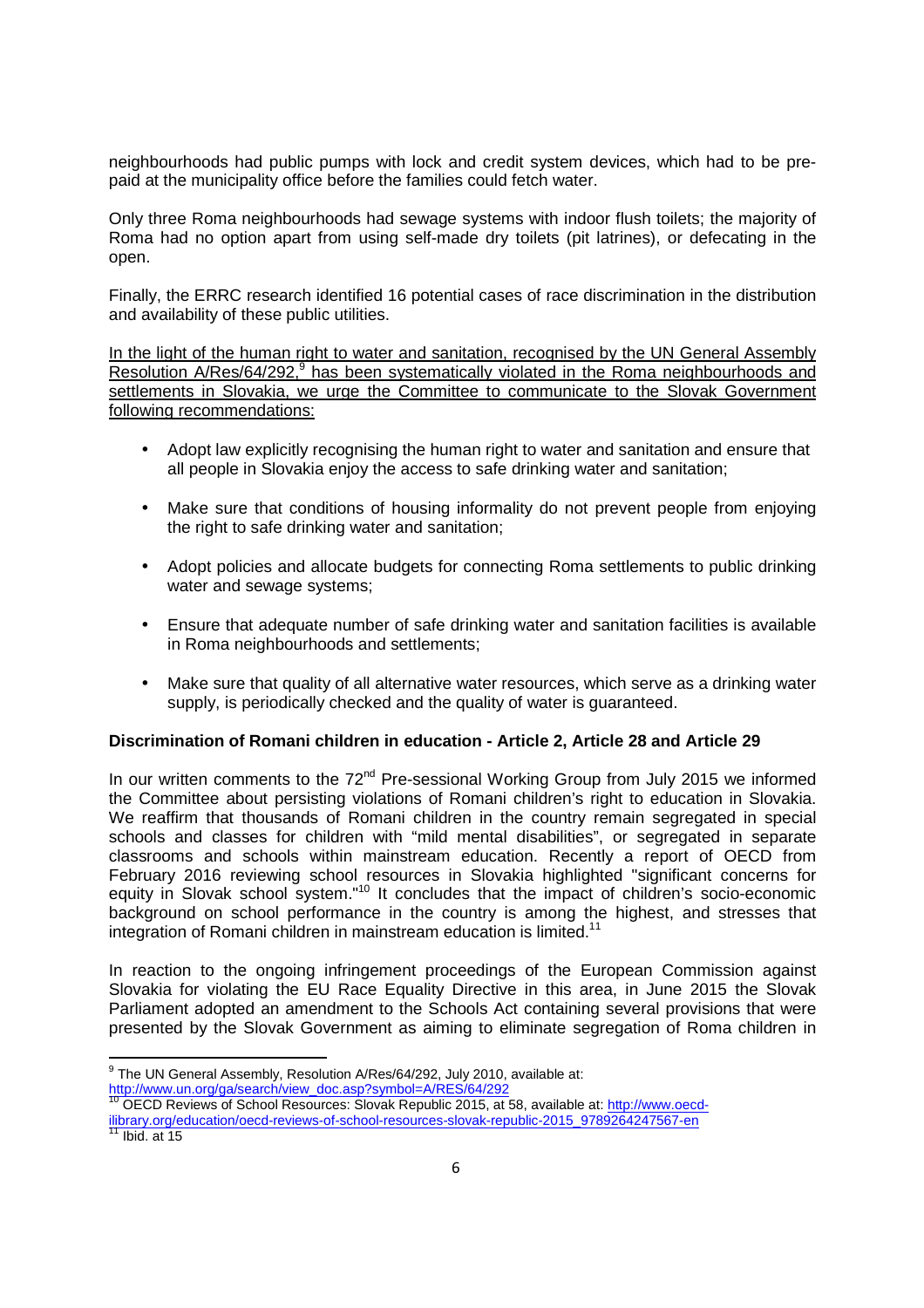neighbourhoods had public pumps with lock and credit system devices, which had to be pre-paid at the municipality office before the families could fetch water.

Only three Roma neighbourhoods had sewage systems with indoor flush toilets; the majority of Roma had no option apart from using self-made dry toilets (pit latrines), or defecating in the open.

Finally, the ERRC research identified 16 potential cases of race discrimination in the distribution and availability of these public utilities.

In the light of the human right to water and sanitation, recognised by the UN General Assembly Resolution A/Res/64/292,[9] has been systematically violated in the Roma neighbourhoods and settlements in Slovakia, we urge the Committee to communicate to the Slovak Government following recommendations:

- Adopt law explicitly recognising the human right to water and sanitation and ensure that all people in Slovakia enjoy the access to safe drinking water and sanitation;
- Make sure that conditions of housing informality do not prevent people from enjoying the right to safe drinking water and sanitation;
- Adopt policies and allocate budgets for connecting Roma settlements to public drinking water and sewage systems;
- Ensure that adequate number of safe drinking water and sanitation facilities is available in Roma neighbourhoods and settlements;
- Make sure that quality of all alternative water resources, which serve as a drinking water supply, is periodically checked and the quality of water is guaranteed.

**Discrimination of Romani children in education - Article 2, Article 28 and Article 29**

In our written comments to the 72nd Pre-sessional Working Group from July 2015 we informed the Committee about persisting violations of Romani children's right to education in Slovakia. We reaffirm that thousands of Romani children in the country remain segregated in special schools and classes for children with "mild mental disabilities", or segregated in separate classrooms and schools within mainstream education. Recently a report of OECD from February 2016 reviewing school resources in Slovakia highlighted "significant concerns for equity in Slovak school system."[10] It concludes that the impact of children's socio-economic background on school performance in the country is among the highest, and stresses that integration of Romani children in mainstream education is limited.[11]

In reaction to the ongoing infringement proceedings of the European Commission against Slovakia for violating the EU Race Equality Directive in this area, in June 2015 the Slovak Parliament adopted an amendment to the Schools Act containing several provisions that were presented by the Slovak Government as aiming to eliminate segregation of Roma children in

---

[9] The UN General Assembly, Resolution A/Res/64/292, July 2010, available at: http://www.un.org/ga/search/view_doc.asp?symbol=A/RES/64/292

[10] OECD Reviews of School Resources: Slovak Republic 2015, at 58, available at: http://www.oecd-ilibrary.org/education/oecd-reviews-of-school-resources-slovak-republic-2015_9789264247567-en

[11] Ibid. at 15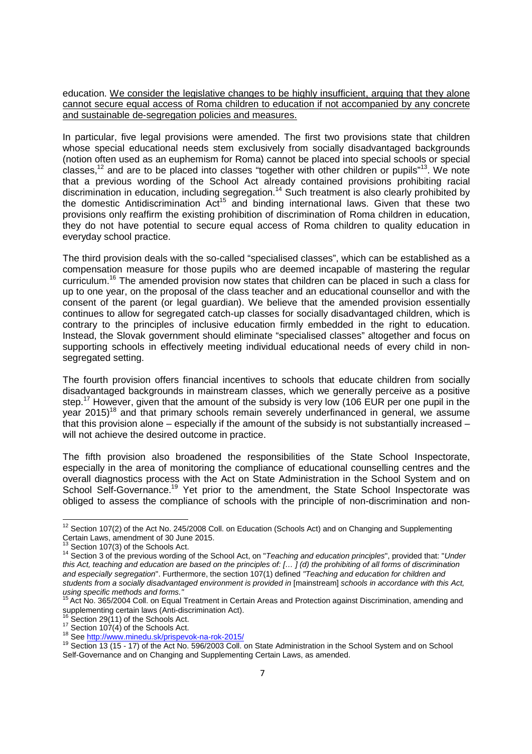education. <u>We consider the legislative changes to be highly insufficient, arguing that they alone cannot secure equal access of Roma children to education if not accompanied by any concrete and sustainable de-segregation policies and measures.</u>

In particular, five legal provisions were amended. The first two provisions state that children whose special educational needs stem exclusively from socially disadvantaged backgrounds (notion often used as an euphemism for Roma) cannot be placed into special schools or special classes,[12] and are to be placed into classes "together with other children or pupils"[13]. We note that a previous wording of the School Act already contained provisions prohibiting racial discrimination in education, including segregation.[14] Such treatment is also clearly prohibited by the domestic Antidiscrimination Act[15] and binding international laws. Given that these two provisions only reaffirm the existing prohibition of discrimination of Roma children in education, they do not have potential to secure equal access of Roma children to quality education in everyday school practice.

The third provision deals with the so-called "specialised classes", which can be established as a compensation measure for those pupils who are deemed incapable of mastering the regular curriculum.[16] The amended provision now states that children can be placed in such a class for up to one year, on the proposal of the class teacher and an educational counsellor and with the consent of the parent (or legal guardian). We believe that the amended provision essentially continues to allow for segregated catch-up classes for socially disadvantaged children, which is contrary to the principles of inclusive education firmly embedded in the right to education. Instead, the Slovak government should eliminate "specialised classes" altogether and focus on supporting schools in effectively meeting individual educational needs of every child in non-segregated setting.

The fourth provision offers financial incentives to schools that educate children from socially disadvantaged backgrounds in mainstream classes, which we generally perceive as a positive step.[17] However, given that the amount of the subsidy is very low (106 EUR per one pupil in the year 2015)[18] and that primary schools remain severely underfinanced in general, we assume that this provision alone – especially if the amount of the subsidy is not substantially increased – will not achieve the desired outcome in practice.

The fifth provision also broadened the responsibilities of the State School Inspectorate, especially in the area of monitoring the compliance of educational counselling centres and the overall diagnostics process with the Act on State Administration in the School System and on School Self-Governance.[19] Yet prior to the amendment, the State School Inspectorate was obliged to assess the compliance of schools with the principle of non-discrimination and non-

---

[12] Section 107(2) of the Act No. 245/2008 Coll. on Education (Schools Act) and on Changing and Supplementing Certain Laws, amendment of 30 June 2015.

[13] Section 107(3) of the Schools Act.

[14] Section 3 of the previous wording of the School Act, on "*Teaching and education principles*", provided that: "*Under this Act, teaching and education are based on the principles of: [… ] (d) the prohibiting of all forms of discrimination and especially segregation*". Furthermore, the section 107(1) defined *"Teaching and education for children and students from a socially disadvantaged environment is provided in* [mainstream] *schools in accordance with this Act, using specific methods and forms."*

[15] Act No. 365/2004 Coll. on Equal Treatment in Certain Areas and Protection against Discrimination, amending and supplementing certain laws (Anti-discrimination Act).

[16] Section 29(11) of the Schools Act.

[17] Section 107(4) of the Schools Act.

[18] See http://www.minedu.sk/prispevok-na-rok-2015/

[19] Section 13 (15 - 17) of the Act No. 596/2003 Coll. on State Administration in the School System and on School Self-Governance and on Changing and Supplementing Certain Laws, as amended.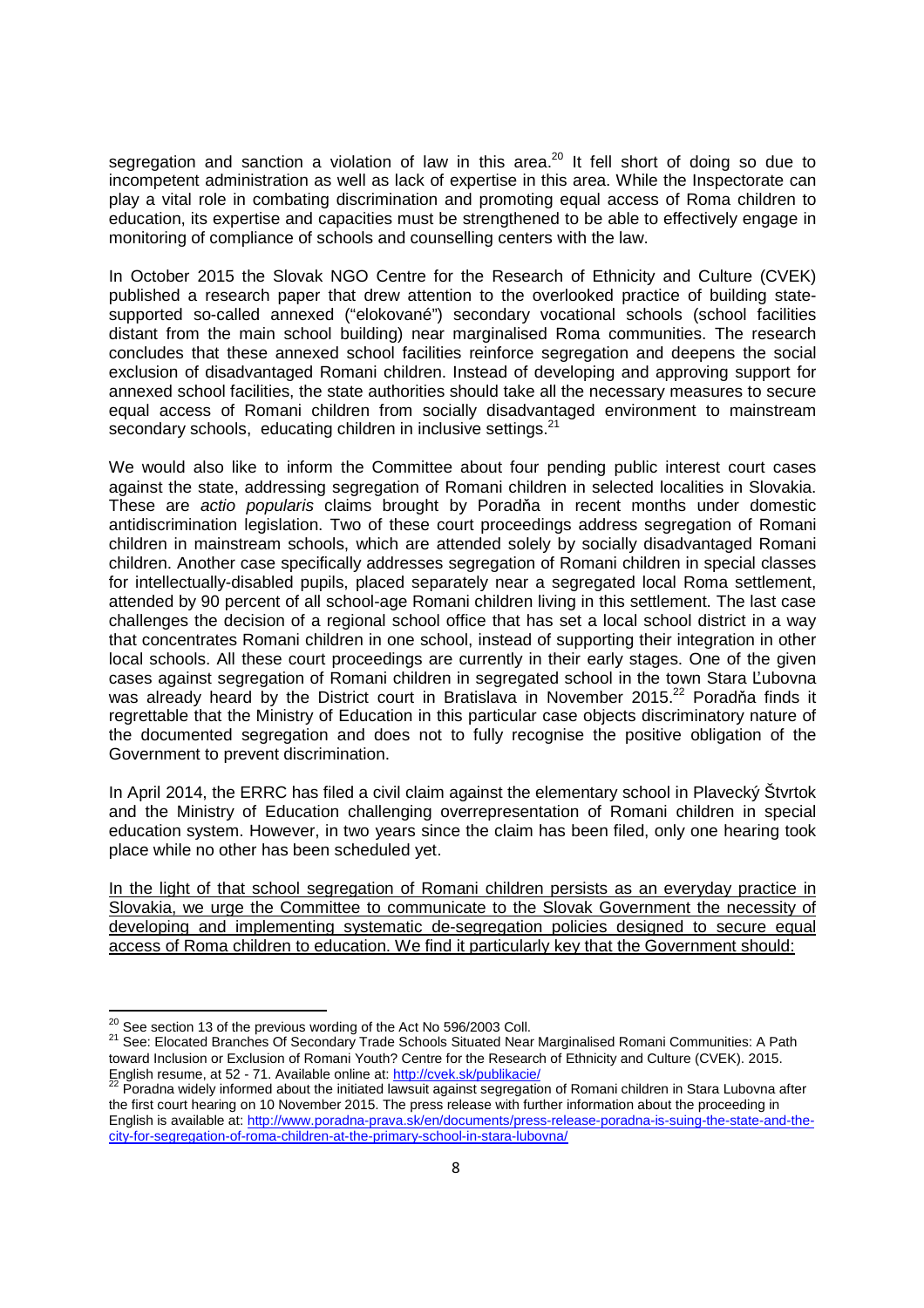segregation and sanction a violation of law in this area.[20] It fell short of doing so due to incompetent administration as well as lack of expertise in this area. While the Inspectorate can play a vital role in combating discrimination and promoting equal access of Roma children to education, its expertise and capacities must be strengthened to be able to effectively engage in monitoring of compliance of schools and counselling centers with the law.

In October 2015 the Slovak NGO Centre for the Research of Ethnicity and Culture (CVEK) published a research paper that drew attention to the overlooked practice of building state-supported so-called annexed ("elokované") secondary vocational schools (school facilities distant from the main school building) near marginalised Roma communities. The research concludes that these annexed school facilities reinforce segregation and deepens the social exclusion of disadvantaged Romani children. Instead of developing and approving support for annexed school facilities, the state authorities should take all the necessary measures to secure equal access of Romani children from socially disadvantaged environment to mainstream secondary schools, educating children in inclusive settings.[21]

We would also like to inform the Committee about four pending public interest court cases against the state, addressing segregation of Romani children in selected localities in Slovakia. These are *actio popularis* claims brought by Poradňa in recent months under domestic antidiscrimination legislation. Two of these court proceedings address segregation of Romani children in mainstream schools, which are attended solely by socially disadvantaged Romani children. Another case specifically addresses segregation of Romani children in special classes for intellectually-disabled pupils, placed separately near a segregated local Roma settlement, attended by 90 percent of all school-age Romani children living in this settlement. The last case challenges the decision of a regional school office that has set a local school district in a way that concentrates Romani children in one school, instead of supporting their integration in other local schools. All these court proceedings are currently in their early stages. One of the given cases against segregation of Romani children in segregated school in the town Stara Ľubovna was already heard by the District court in Bratislava in November 2015.[22] Poradňa finds it regrettable that the Ministry of Education in this particular case objects discriminatory nature of the documented segregation and does not to fully recognise the positive obligation of the Government to prevent discrimination.

In April 2014, the ERRC has filed a civil claim against the elementary school in Plavecký Štvrtok and the Ministry of Education challenging overrepresentation of Romani children in special education system. However, in two years since the claim has been filed, only one hearing took place while no other has been scheduled yet.

<u>In the light of that school segregation of Romani children persists as an everyday practice in Slovakia, we urge the Committee to communicate to the Slovak Government the necessity of developing and implementing systematic de-segregation policies designed to secure equal access of Roma children to education. We find it particularly key that the Government should:</u>

---

[20] See section 13 of the previous wording of the Act No 596/2003 Coll.

[21] See: Elocated Branches Of Secondary Trade Schools Situated Near Marginalised Romani Communities: A Path toward Inclusion or Exclusion of Romani Youth? Centre for the Research of Ethnicity and Culture (CVEK). 2015. English resume, at 52 - 71. Available online at: http://cvek.sk/publikacie/

[22] Poradna widely informed about the initiated lawsuit against segregation of Romani children in Stara Lubovna after the first court hearing on 10 November 2015. The press release with further information about the proceeding in English is available at: http://www.poradna-prava.sk/en/documents/press-release-poradna-is-suing-the-state-and-the-city-for-segregation-of-roma-children-at-the-primary-school-in-stara-lubovna/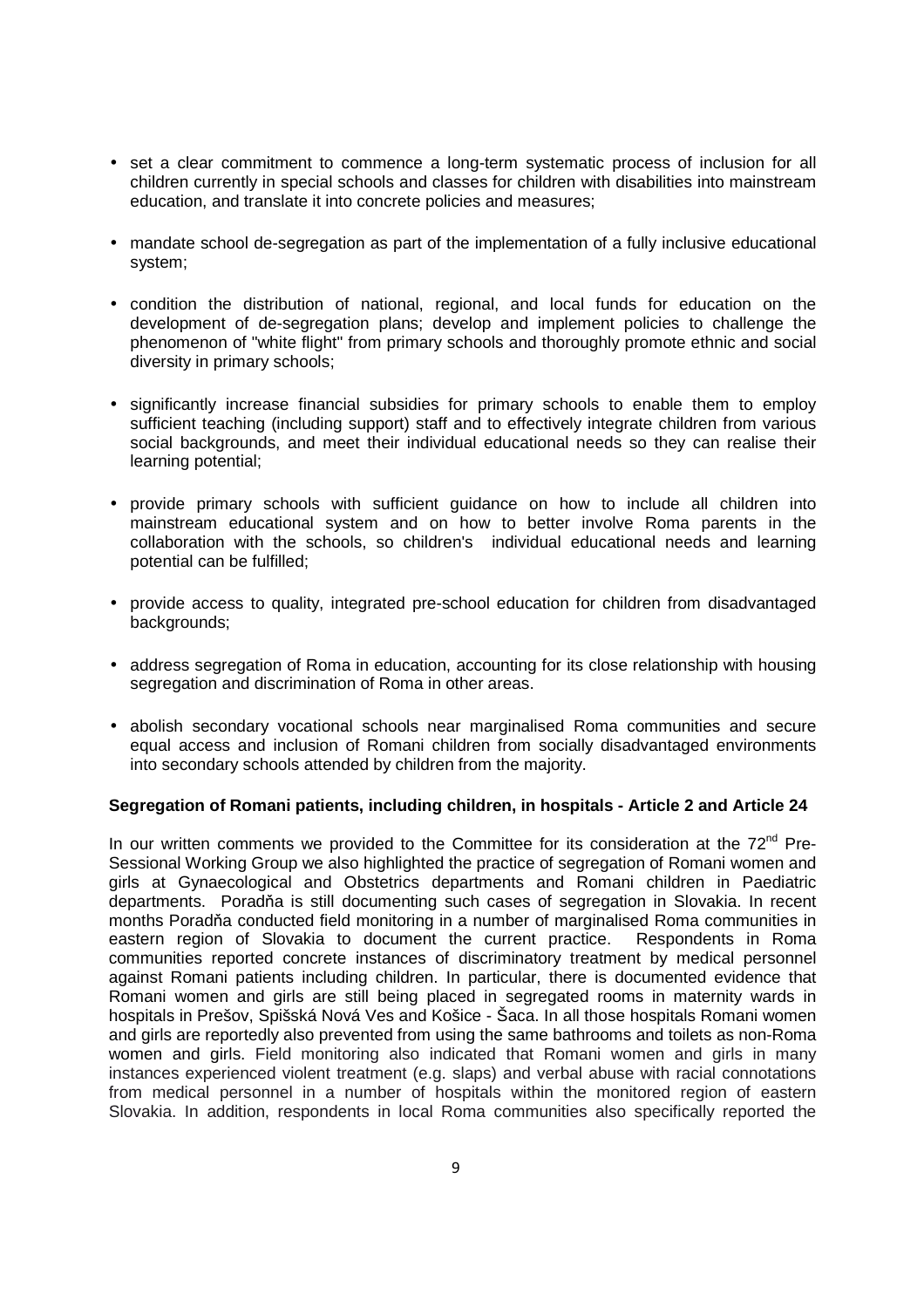- set a clear commitment to commence a long-term systematic process of inclusion for all children currently in special schools and classes for children with disabilities into mainstream education, and translate it into concrete policies and measures;
- mandate school de-segregation as part of the implementation of a fully inclusive educational system;
- condition the distribution of national, regional, and local funds for education on the development of de-segregation plans; develop and implement policies to challenge the phenomenon of "white flight" from primary schools and thoroughly promote ethnic and social diversity in primary schools;
- significantly increase financial subsidies for primary schools to enable them to employ sufficient teaching (including support) staff and to effectively integrate children from various social backgrounds, and meet their individual educational needs so they can realise their learning potential;
- provide primary schools with sufficient guidance on how to include all children into mainstream educational system and on how to better involve Roma parents in the collaboration with the schools, so children's individual educational needs and learning potential can be fulfilled;
- provide access to quality, integrated pre-school education for children from disadvantaged backgrounds;
- address segregation of Roma in education, accounting for its close relationship with housing segregation and discrimination of Roma in other areas.
- abolish secondary vocational schools near marginalised Roma communities and secure equal access and inclusion of Romani children from socially disadvantaged environments into secondary schools attended by children from the majority.

**Segregation of Romani patients, including children, in hospitals - Article 2 and Article 24**

In our written comments we provided to the Committee for its consideration at the 72nd Pre-Sessional Working Group we also highlighted the practice of segregation of Romani women and girls at Gynaecological and Obstetrics departments and Romani children in Paediatric departments. Poradňa is still documenting such cases of segregation in Slovakia. In recent months Poradňa conducted field monitoring in a number of marginalised Roma communities in eastern region of Slovakia to document the current practice. Respondents in Roma communities reported concrete instances of discriminatory treatment by medical personnel against Romani patients including children. In particular, there is documented evidence that Romani women and girls are still being placed in segregated rooms in maternity wards in hospitals in Prešov, Spišská Nová Ves and Košice - Šaca. In all those hospitals Romani women and girls are reportedly also prevented from using the same bathrooms and toilets as non-Roma women and girls. Field monitoring also indicated that Romani women and girls in many instances experienced violent treatment (e.g. slaps) and verbal abuse with racial connotations from medical personnel in a number of hospitals within the monitored region of eastern Slovakia. In addition, respondents in local Roma communities also specifically reported the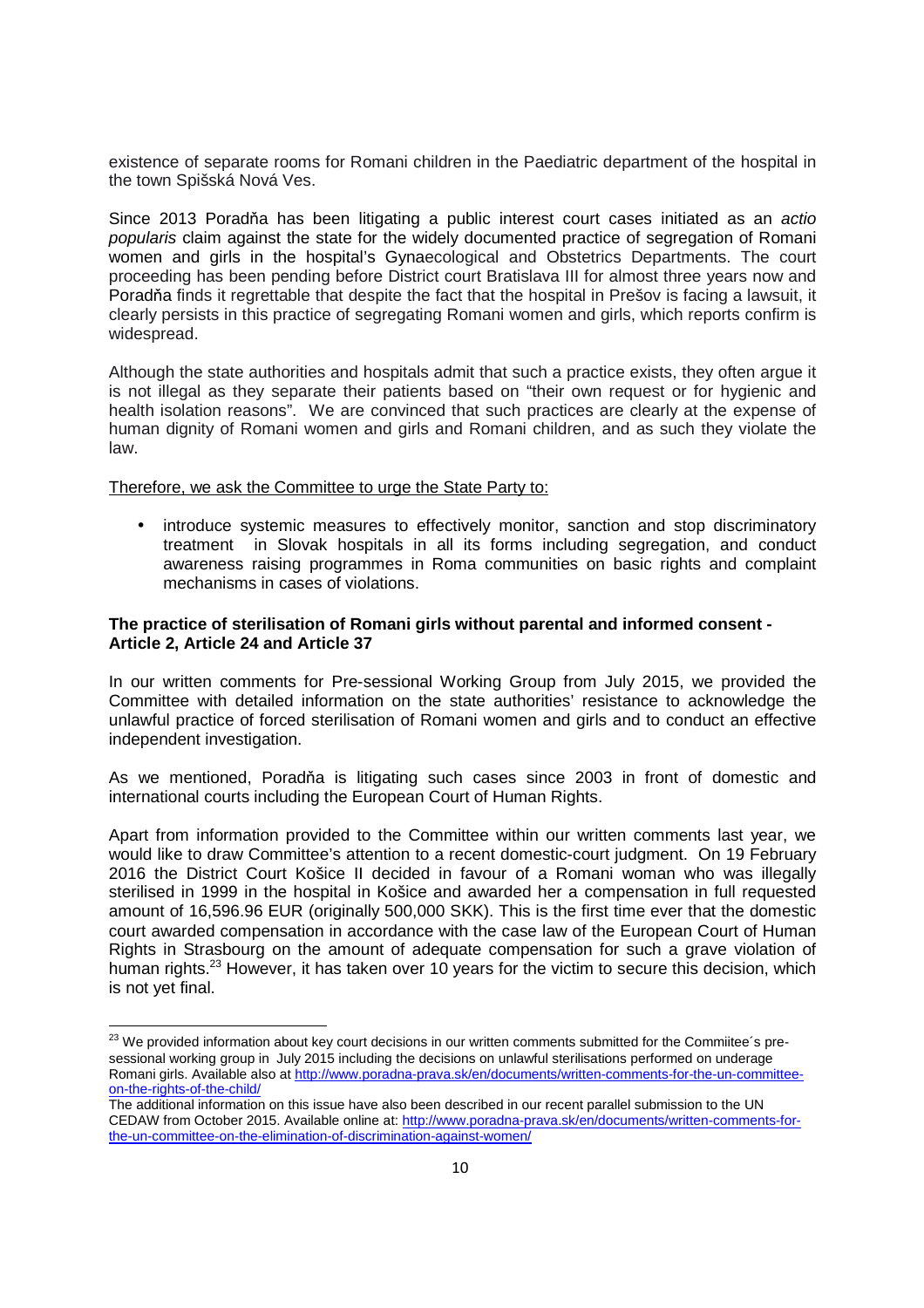existence of separate rooms for Romani children in the Paediatric department of the hospital in the town Spišská Nová Ves.

Since 2013 Poradňa has been litigating a public interest court cases initiated as an *actio popularis* claim against the state for the widely documented practice of segregation of Romani women and girls in the hospital's Gynaecological and Obstetrics Departments. The court proceeding has been pending before District court Bratislava III for almost three years now and Poradňa finds it regrettable that despite the fact that the hospital in Prešov is facing a lawsuit, it clearly persists in this practice of segregating Romani women and girls, which reports confirm is widespread.

Although the state authorities and hospitals admit that such a practice exists, they often argue it is not illegal as they separate their patients based on "their own request or for hygienic and health isolation reasons". We are convinced that such practices are clearly at the expense of human dignity of Romani women and girls and Romani children, and as such they violate the law.

<u>Therefore, we ask the Committee to urge the State Party to:</u>

- introduce systemic measures to effectively monitor, sanction and stop discriminatory treatment in Slovak hospitals in all its forms including segregation, and conduct awareness raising programmes in Roma communities on basic rights and complaint mechanisms in cases of violations.

**The practice of sterilisation of Romani girls without parental and informed consent - Article 2, Article 24 and Article 37**

In our written comments for Pre-sessional Working Group from July 2015, we provided the Committee with detailed information on the state authorities' resistance to acknowledge the unlawful practice of forced sterilisation of Romani women and girls and to conduct an effective independent investigation.

As we mentioned, Poradňa is litigating such cases since 2003 in front of domestic and international courts including the European Court of Human Rights.

Apart from information provided to the Committee within our written comments last year, we would like to draw Committee's attention to a recent domestic-court judgment. On 19 February 2016 the District Court Košice II decided in favour of a Romani woman who was illegally sterilised in 1999 in the hospital in Košice and awarded her a compensation in full requested amount of 16,596.96 EUR (originally 500,000 SKK). This is the first time ever that the domestic court awarded compensation in accordance with the case law of the European Court of Human Rights in Strasbourg on the amount of adequate compensation for such a grave violation of human rights.[23] However, it has taken over 10 years for the victim to secure this decision, which is not yet final.

---

[23] We provided information about key court decisions in our written comments submitted for the Commiitee´s pre-sessional working group in July 2015 including the decisions on unlawful sterilisations performed on underage Romani girls. Available also at http://www.poradna-prava.sk/en/documents/written-comments-for-the-un-committee-on-the-rights-of-the-child/

The additional information on this issue have also been described in our recent parallel submission to the UN CEDAW from October 2015. Available online at: http://www.poradna-prava.sk/en/documents/written-comments-for-the-un-committee-on-the-elimination-of-discrimination-against-women/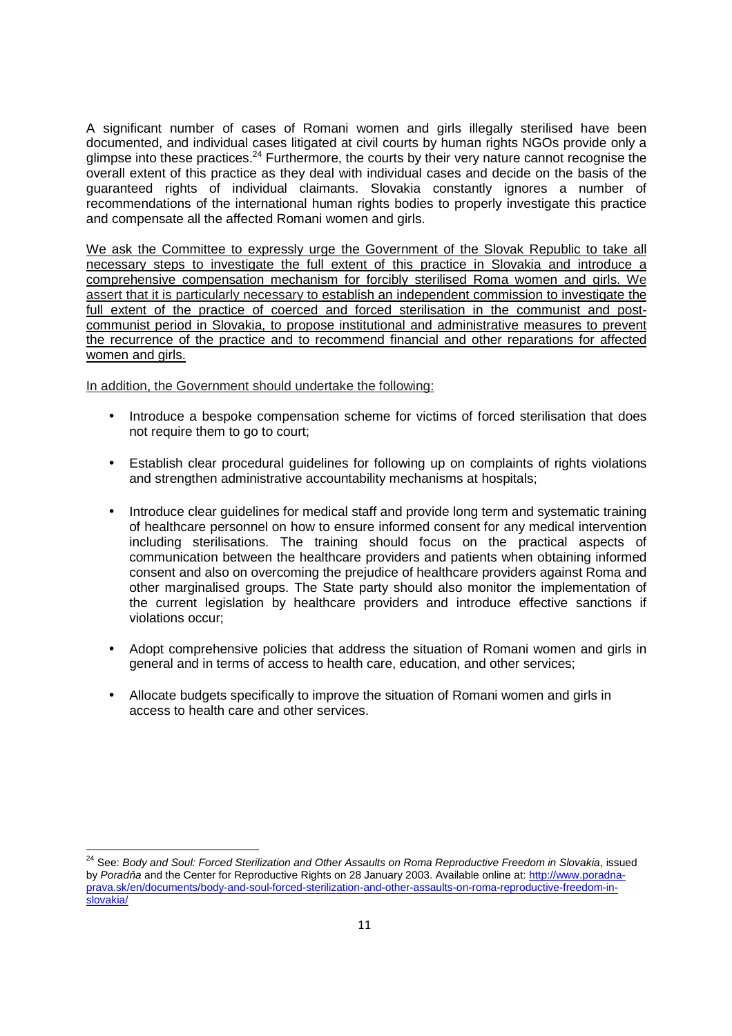A significant number of cases of Romani women and girls illegally sterilised have been documented, and individual cases litigated at civil courts by human rights NGOs provide only a glimpse into these practices.[24] Furthermore, the courts by their very nature cannot recognise the overall extent of this practice as they deal with individual cases and decide on the basis of the guaranteed rights of individual claimants. Slovakia constantly ignores a number of recommendations of the international human rights bodies to properly investigate this practice and compensate all the affected Romani women and girls.

We ask the Committee to expressly urge the Government of the Slovak Republic to take all necessary steps to investigate the full extent of this practice in Slovakia and introduce a comprehensive compensation mechanism for forcibly sterilised Roma women and girls. We assert that it is particularly necessary to establish an independent commission to investigate the full extent of the practice of coerced and forced sterilisation in the communist and post-communist period in Slovakia, to propose institutional and administrative measures to prevent the recurrence of the practice and to recommend financial and other reparations for affected women and girls.

In addition, the Government should undertake the following:

- Introduce a bespoke compensation scheme for victims of forced sterilisation that does not require them to go to court;
- Establish clear procedural guidelines for following up on complaints of rights violations and strengthen administrative accountability mechanisms at hospitals;
- Introduce clear guidelines for medical staff and provide long term and systematic training of healthcare personnel on how to ensure informed consent for any medical intervention including sterilisations. The training should focus on the practical aspects of communication between the healthcare providers and patients when obtaining informed consent and also on overcoming the prejudice of healthcare providers against Roma and other marginalised groups. The State party should also monitor the implementation of the current legislation by healthcare providers and introduce effective sanctions if violations occur;
- Adopt comprehensive policies that address the situation of Romani women and girls in general and in terms of access to health care, education, and other services;
- Allocate budgets specifically to improve the situation of Romani women and girls in access to health care and other services.

---

[24] See: *Body and Soul: Forced Sterilization and Other Assaults on Roma Reproductive Freedom in Slovakia*, issued by *Poradňa* and the Center for Reproductive Rights on 28 January 2003. Available online at: http://www.poradna-prava.sk/en/documents/body-and-soul-forced-sterilization-and-other-assaults-on-roma-reproductive-freedom-in-slovakia/